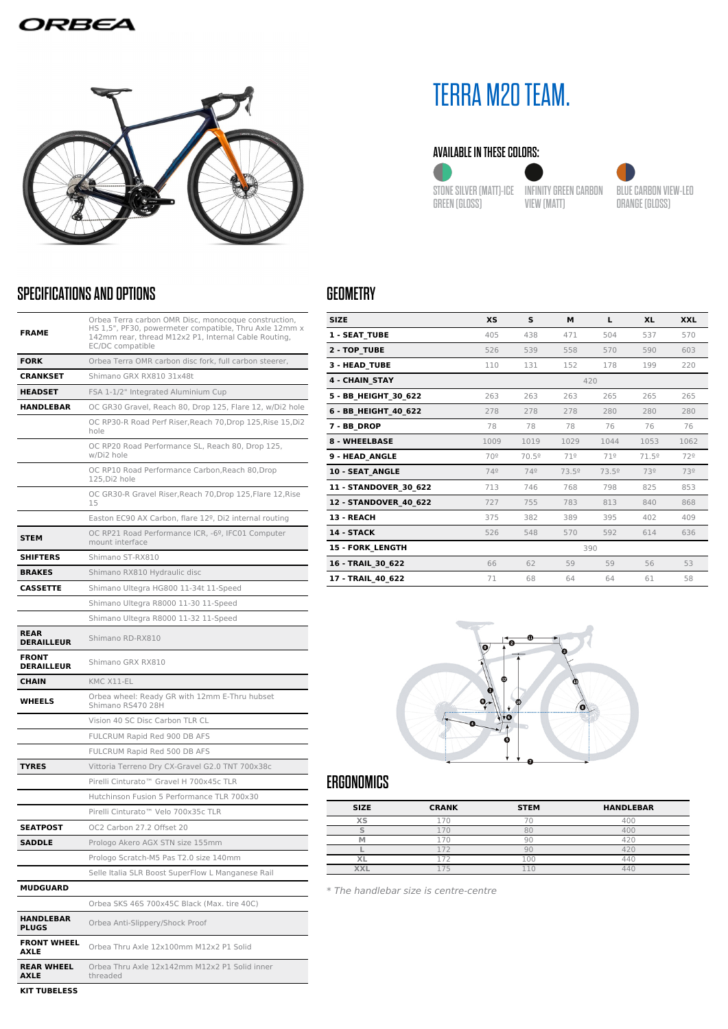# TERRA M20 TEAM.

## AVAILABLE IN THESE COLORS:

STONE SILVER (MATT)-ICE GREEN (GLOSS)

INFINITY GREEN CARBON VIEW (MATT)

BLUE CARBON VIEW-LEO ORANGE (GLOSS)

## SPECIFICATIONS AND OPTIONS

| | |
|---|---|
| **FRAME** | Orbea Terra carbon OMR Disc, monocoque construction, HS 1,5", PF30, powermeter compatible, Thru Axle 12mm x 142mm rear, thread M12x2 P1, Internal Cable Routing, EC/DC compatible |
| **FORK** | Orbea Terra OMR carbon disc fork, full carbon steerer, |
| **CRANKSET** | Shimano GRX RX810 31x48t |
| **HEADSET** | FSA 1-1/2" Integrated Aluminium Cup |
| **HANDLEBAR** | OC GR30 Gravel, Reach 80, Drop 125, Flare 12, w/Di2 hole |
| | OC RP30-R Road Perf Riser,Reach 70,Drop 125,Rise 15,Di2 hole |
| | OC RP20 Road Performance SL, Reach 80, Drop 125, w/Di2 hole |
| | OC RP10 Road Performance Carbon,Reach 80,Drop 125,Di2 hole |
| | OC GR30-R Gravel Riser,Reach 70,Drop 125,Flare 12,Rise 15 |
| | Easton EC90 AX Carbon, flare 12º, Di2 internal routing |
| **STEM** | OC RP21 Road Performance ICR, -6º, IFC01 Computer mount interface |
| **SHIFTERS** | Shimano ST-RX810 |
| **BRAKES** | Shimano RX810 Hydraulic disc |
| **CASSETTE** | Shimano Ultegra HG800 11-34t 11-Speed |
| | Shimano Ultegra R8000 11-30 11-Speed |
| | Shimano Ultegra R8000 11-32 11-Speed |
| **REAR DERAILLEUR** | Shimano RD-RX810 |
| **FRONT DERAILLEUR** | Shimano GRX RX810 |
| **CHAIN** | KMC X11-EL |
| **WHEELS** | Orbea wheel: Ready GR with 12mm E-Thru hubset Shimano RS470 28H |
| | Vision 40 SC Disc Carbon TLR CL |
| | FULCRUM Rapid Red 900 DB AFS |
| | FULCRUM Rapid Red 500 DB AFS |
| **TYRES** | Vittoria Terreno Dry CX-Gravel G2.0 TNT 700x38c |
| | Pirelli Cinturato™ Gravel H 700x45c TLR |
| | Hutchinson Fusion 5 Performance TLR 700x30 |
| | Pirelli Cinturato™ Velo 700x35c TLR |
| **SEATPOST** | OC2 Carbon 27.2 Offset 20 |
| **SADDLE** | Prologo Akero AGX STN size 155mm |
| | Prologo Scratch-M5 Pas T2.0 size 140mm |
| | Selle Italia SLR Boost SuperFlow L Manganese Rail |
| **MUDGUARD** | |
| | Orbea SKS 46S 700x45C Black (Max. tire 40C) |
| **HANDLEBAR PLUGS** | Orbea Anti-Slippery/Shock Proof |
| **FRONT WHEEL AXLE** | Orbea Thru Axle 12x100mm M12x2 P1 Solid |
| **REAR WHEEL AXLE** | Orbea Thru Axle 12x142mm M12x2 P1 Solid inner threaded |
| **KIT TUBELESS** | |

## GEOMETRY

| SIZE | XS | S | M | L | XL | XXL |
|---|---|---|---|---|---|---|
| 1 - SEAT_TUBE | 405 | 438 | 471 | 504 | 537 | 570 |
| 2 - TOP_TUBE | 526 | 539 | 558 | 570 | 590 | 603 |
| 3 - HEAD_TUBE | 110 | 131 | 152 | 178 | 199 | 220 |
| 4 - CHAIN_STAY | 420 | | | | | |
| 5 - BB_HEIGHT_30_622 | 263 | 263 | 263 | 265 | 265 | 265 |
| 6 - BB_HEIGHT_40_622 | 278 | 278 | 278 | 280 | 280 | 280 |
| 7 - BB_DROP | 78 | 78 | 78 | 76 | 76 | 76 |
| 8 - WHEELBASE | 1009 | 1019 | 1029 | 1044 | 1053 | 1062 |
| 9 - HEAD_ANGLE | 70º | 70.5º | 71º | 71º | 71.5º | 72º |
| 10 - SEAT_ANGLE | 74º | 74º | 73.5º | 73.5º | 73º | 73º |
| 11 - STANDOVER_30_622 | 713 | 746 | 768 | 798 | 825 | 853 |
| 12 - STANDOVER_40_622 | 727 | 755 | 783 | 813 | 840 | 868 |
| 13 - REACH | 375 | 382 | 389 | 395 | 402 | 409 |
| 14 - STACK | 526 | 548 | 570 | 592 | 614 | 636 |
| 15 - FORK_LENGTH | 390 | | | | | |
| 16 - TRAIL_30_622 | 66 | 62 | 59 | 59 | 56 | 53 |
| 17 - TRAIL_40_622 | 71 | 68 | 64 | 64 | 61 | 58 |

## ERGONOMICS

| SIZE | CRANK | STEM | HANDLEBAR |
|---|---|---|---|
| XS | 170 | 70 | 400 |
| S | 170 | 80 | 400 |
| M | 170 | 90 | 420 |
| L | 172 | 90 | 420 |
| XL | 172 | 100 | 440 |
| XXL | 175 | 110 | 440 |

*\* The handlebar size is centre-centre*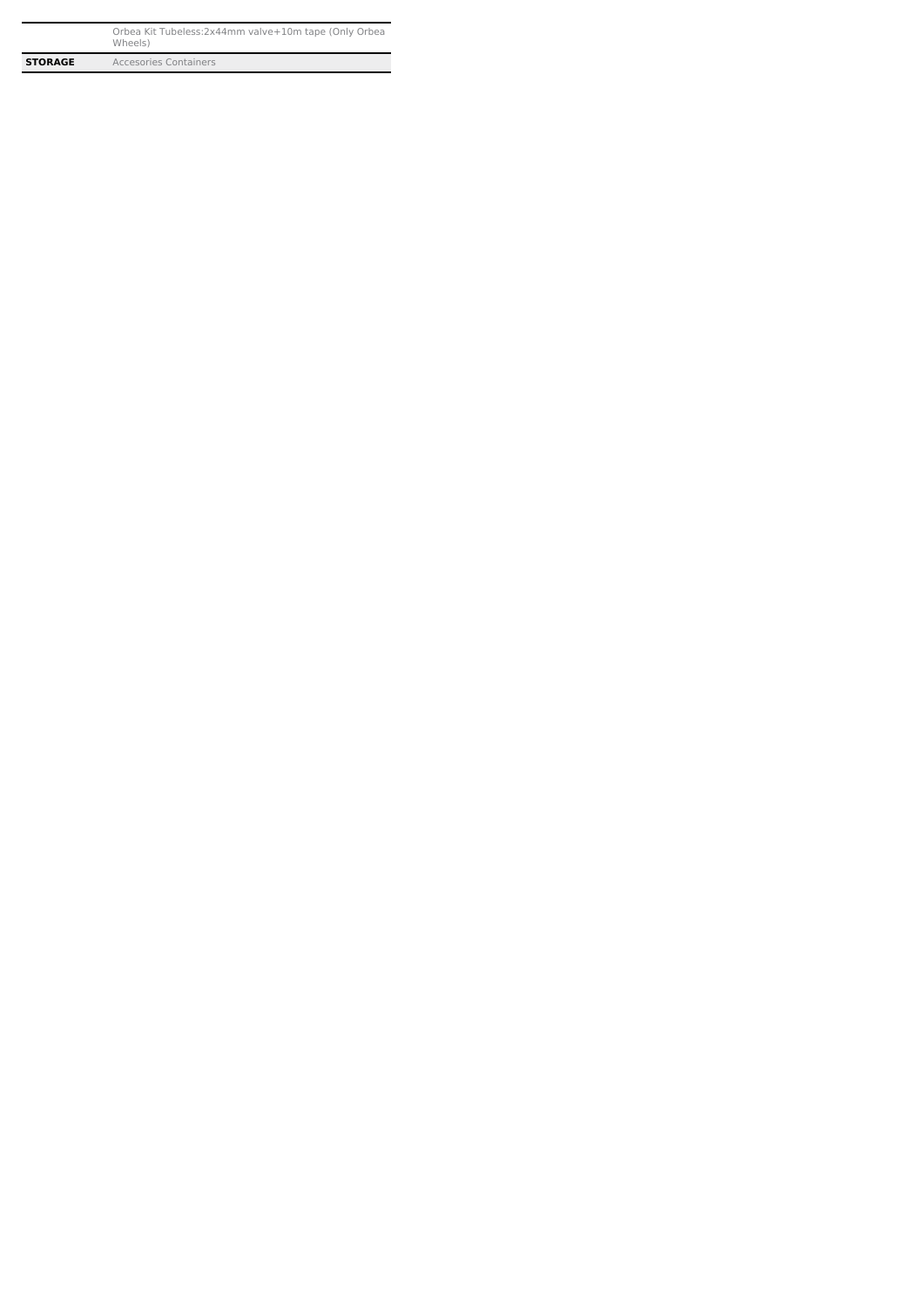| | |
|---|---|
| | Orbea Kit Tubeless:2x44mm valve+10m tape (Only Orbea Wheels) |
| **STORAGE** | Accesories Containers |